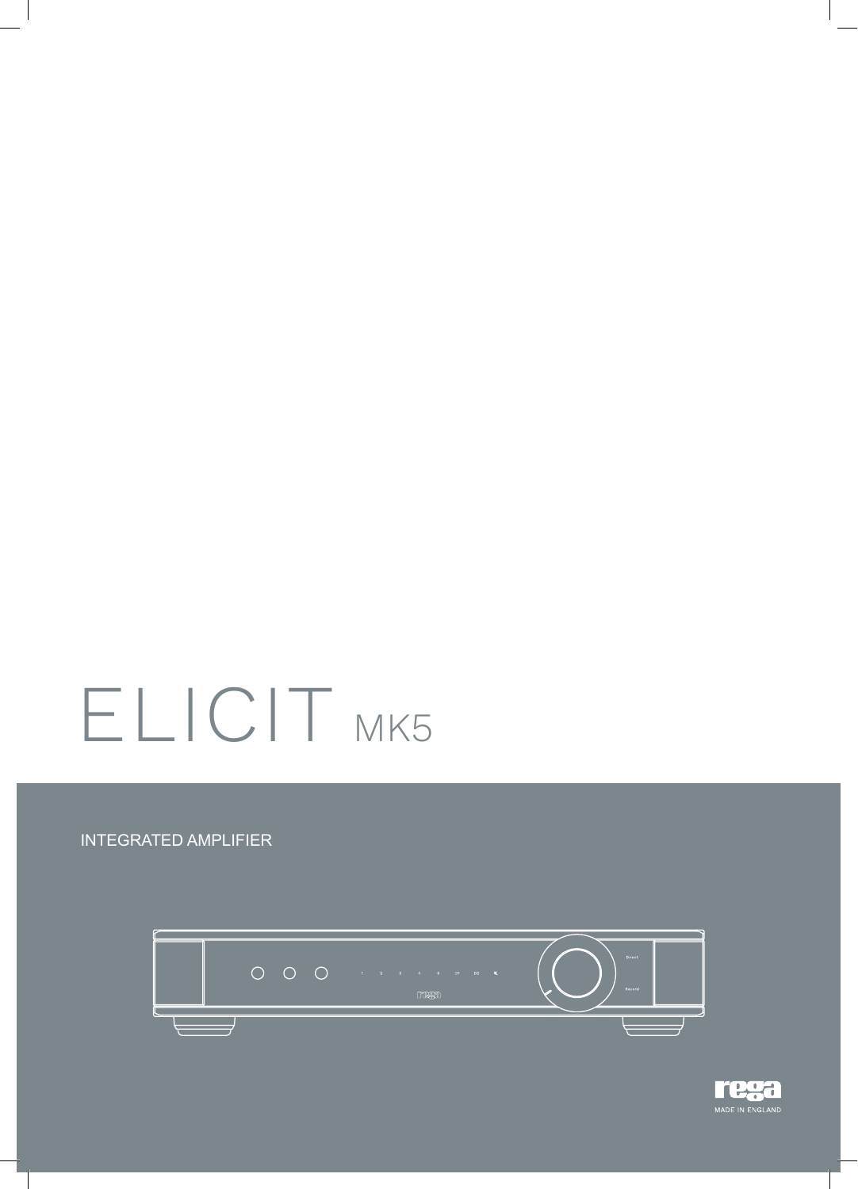# ELICIT MK5

## INTEGRATED AMPLIFIER

MADE IN ENGLAND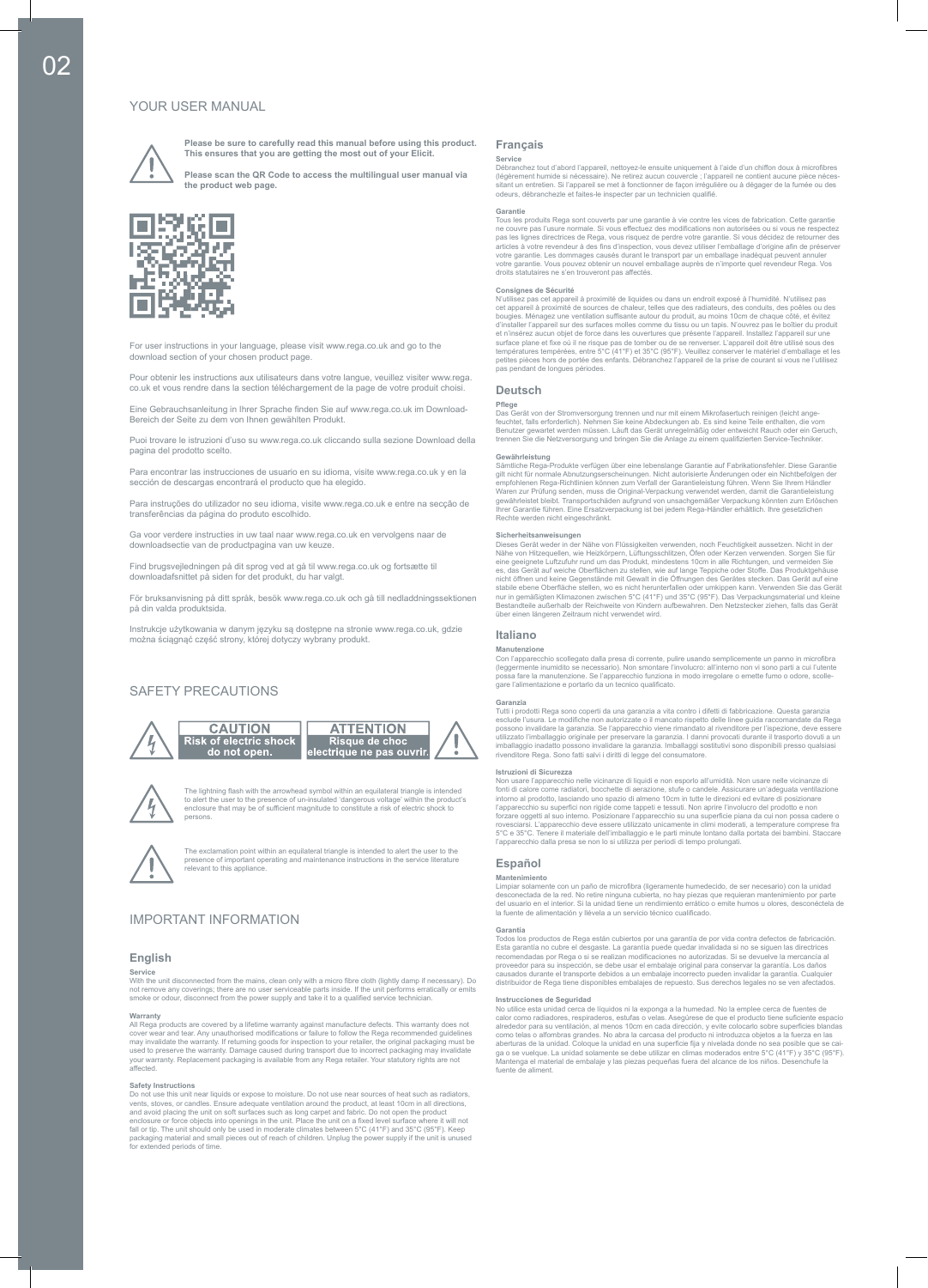# YOUR USER MANUAL

**Please be sure to carefully read this manual before using this product. This ensures that you are getting the most out of your Elicit.**

**Please scan the QR Code to access the multilingual user manual via the product web page.**

For user instructions in your language, please visit www.rega.co.uk and go to the download section of your chosen product page.

Pour obtenir les instructions aux utilisateurs dans votre langue, veuillez visiter www.rega.co.uk et vous rendre dans la section téléchargement de la page de votre produit choisi.

Eine Gebrauchsanleitung in Ihrer Sprache finden Sie auf www.rega.co.uk im Download-Bereich der Seite zu dem von Ihnen gewählten Produkt.

Puoi trovare le istruzioni d'uso su www.rega.co.uk cliccando sulla sezione Download della pagina del prodotto scelto.

Para encontrar las instrucciones de usuario en su idioma, visite www.rega.co.uk y en la sección de descargas encontrará el producto que ha elegido.

Para instruções do utilizador no seu idioma, visite www.rega.co.uk e entre na secção de transferências da página do produto escolhido.

Ga voor verdere instructies in uw taal naar www.rega.co.uk en vervolgens naar de downloadsectie van de productpagina van uw keuze.

Find brugsvejledningen på dit sprog ved at gå til www.rega.co.uk og fortsætte til downloadafsnittet på siden for det produkt, du har valgt.

För bruksanvisning på ditt språk, besök www.rega.co.uk och gå till nedladdningssektionen på din valda produktsida.

Instrukcje użytkowania w danym języku są dostępne na stronie www.rega.co.uk, gdzie można ściągnąć część strony, której dotyczy wybrany produkt.

# SAFETY PRECAUTIONS

**CAUTION**
**Risk of electric shock do not open.**

**ATTENTION**
**Risque de choc electrique ne pas ouvrir.**

The lightning flash with the arrowhead symbol within an equilateral triangle is intended to alert the user to the presence of un-insulated 'dangerous voltage' within the product's enclosure that may be of sufficient magnitude to constitute a risk of electric shock to persons.

The exclamation point within an equilateral triangle is intended to alert the user to the presence of important operating and maintenance instructions in the service literature relevant to this appliance.

# IMPORTANT INFORMATION

## English

**Service**

With the unit disconnected from the mains, clean only with a micro fibre cloth (lightly damp if necessary). Do not remove any coverings; there are no user serviceable parts inside. If the unit performs erratically or emits smoke or odour, disconnect from the power supply and take it to a qualified service technician.

**Warranty**

All Rega products are covered by a lifetime warranty against manufacture defects. This warranty does not cover wear and tear. Any unauthorised modifications or failure to follow the Rega recommended guidelines may invalidate the warranty. If returning goods for inspection to your retailer, the original packaging must be used to preserve the warranty. Damage caused during transport due to incorrect packaging may invalidate your warranty. Replacement packaging is available from any Rega retailer. Your statutory rights are not affected.

**Safety Instructions**

Do not use this unit near liquids or expose to moisture. Do not use near sources of heat such as radiators, vents, stoves, or candles. Ensure adequate ventilation around the product, at least 10cm in all directions, and avoid placing the unit on soft surfaces such as long carpet and fabric. Do not open the product enclosure or force objects into openings in the unit. Place the unit on a fixed level surface where it will not fall or tip. The unit should only be used in moderate climates between 5°C (41°F) and 35°C (95°F). Keep packaging material and small pieces out of reach of children. Unplug the power supply if the unit is unused for extended periods of time.

## Français

**Service**

Débranchez tout d'abord l'appareil, nettoyez-le ensuite uniquement à l'aide d'un chiffon doux à microfibres (légèrement humide si nécessaire). Ne retirez aucun couvercle ; l'appareil ne contient aucune pièce nécessitant un entretien. Si l'appareil se met à fonctionner de façon irrégulière ou à dégager de la fumée ou des odeurs, débranchez-le et faites-le inspecter par un technicien qualifié.

**Garantie**

Tous les produits Rega sont couverts par une garantie à vie contre les vices de fabrication. Cette garantie ne couvre pas l'usure normale. Si vous effectuez des modifications non autorisées ou si vous ne respectez pas les lignes directrices de Rega, vous risquez de perdre votre garantie. Si vous décidez de retourner des articles à votre revendeur à des fins d'inspection, vous devez utiliser l'emballage d'origine afin de préserver votre garantie. Les dommages causés durant le transport par un emballage inadéquat peuvent annuler votre garantie. Vous pouvez obtenir un nouvel emballage auprès de n'importe quel revendeur Rega. Vos droits statutaires ne s'en trouveront pas affectés.

**Consignes de Sécurité**

N'utilisez pas cet appareil à proximité de liquides ou dans un endroit exposé à l'humidité. N'utilisez pas cet appareil à proximité de sources de chaleur, telles que des radiateurs, des conduits, des poêles ou des bougies. Ménagez une ventilation suffisante autour du produit, au moins 10cm de chaque côté, et évitez d'installer l'appareil sur des surfaces molles comme du tissu ou un tapis. N'ouvrez pas le boîtier du produit et n'insérez aucun objet de force dans les ouvertures que présente l'appareil. Installez l'appareil sur une surface plane et fixe où il ne risque pas de tomber ou de se renverser. L'appareil doit être utilisé sous des températures tempérées, entre 5°C (41°F) et 35°C (95°F). Veuillez conserver le matériel d'emballage et les petites pièces hors de portée des enfants. Débranchez l'appareil de la prise de courant si vous ne l'utilisez pas pendant de longues périodes.

## Deutsch

**Pflege**

Das Gerät von der Stromversorgung trennen und nur mit einem Mikrofasertuch reinigen (leicht angefeuchtet, falls erforderlich). Nehmen Sie keine Abdeckungen ab. Es sind keine Teile enthalten, die vom Benutzer gewartet werden müssen. Läuft das Gerät unregelmäßig oder entweicht Rauch oder ein Geruch, trennen Sie die Netzversorgung und bringen Sie die Anlage zu einem qualifizierten Service-Techniker.

**Gewährleistung**

Sämtliche Rega-Produkte verfügen über eine lebenslange Garantie auf Fabrikationsfehler. Diese Garantie gilt nicht für normale Abnutzungserscheinungen. Nicht autorisierte Änderungen oder ein Nichtbefolgen der empfohlenen Rega-Richtlinien können zum Verfall der Garantieleistung führen. Wenn Sie Ihrem Händler Waren zur Prüfung senden, muss die Original-Verpackung verwendet werden, damit die Garantieleistung gewährleistet bleibt. Transportschäden aufgrund von unsachgemäßer Verpackung könnten zum Erlöschen Ihrer Garantie führen. Eine Ersatzverpackung ist bei jedem Rega-Händler erhältlich. Ihre gesetzlichen Rechte werden nicht eingeschränkt.

**Sicherheitsanweisungen**

Dieses Gerät weder in der Nähe von Flüssigkeiten verwenden, noch Feuchtigkeit aussetzen. Nicht in der Nähe von Hitzequellen, wie Heizkörpern, Lüftungsschlitzen, Öfen oder Kerzen verwenden. Sorgen Sie für eine geeignete Luftzufuhr rund um das Produkt, mindestens 10cm in alle Richtungen, und vermeiden Sie es, das Gerät auf weiche Oberflächen zu stellen, wie auf lange Teppiche oder Stoffe. Das Produktgehäuse nicht öffnen und keine Gegenstände mit Gewalt in die Öffnungen des Gerätes stecken. Das Gerät auf eine stabile ebene Oberfläche stellen, wo es nicht herunterfallen oder umkippen kann. Verwenden Sie das Gerät nur in gemäßigten Klimazonen zwischen 5°C (41°F) und 35°C (95°F). Das Verpackungsmaterial und kleine Bestandteile außerhalb der Reichweite von Kindern aufbewahren. Den Netzstecker ziehen, falls das Gerät über einen längeren Zeitraum nicht verwendet wird.

## Italiano

**Manutenzione**

Con l'apparecchio scollegato dalla presa di corrente, pulire usando semplicemente un panno in microfibra (leggermente inumidito se necessario). Non smontare l'involucro: all'interno non vi sono parti a cui l'utente possa fare la manutenzione. Se l'apparecchio funziona in modo irregolare o emette fumo o odore, scollegare l'alimentazione e portarlo da un tecnico qualificato.

**Garanzia**

Tutti i prodotti Rega sono coperti da una garanzia a vita contro i difetti di fabbricazione. Questa garanzia esclude l'usura. Le modifiche non autorizzate o il mancato rispetto delle linee guida raccomandate da Rega possono invalidare la garanzia. Se l'apparecchio viene rimandato al rivenditore per l'ispezione, deve essere utilizzato l'imballaggio originale per preservare la garanzia. I danni provocati durante il trasporto dovuti a un imballaggio inadatto possono invalidare la garanzia. Imballaggi sostitutivi sono disponibili presso qualsiasi rivenditore Rega. Sono fatti salvi i diritti di legge del consumatore.

**Istruzioni di Sicurezza**

Non usare l'apparecchio nelle vicinanze di liquidi e non esporlo all'umidità. Non usare nelle vicinanze di fonti di calore come radiatori, bocchette di aerazione, stufe o candele. Assicurare un'adeguata ventilazione intorno al prodotto, lasciando uno spazio di almeno 10cm in tutte le direzioni ed evitare di posizionare l'apparecchio su superfici non rigide come tappeti e tessuti. Non aprire l'involucro del prodotto e non forzare oggetti al suo interno. Posizionare l'apparecchio su una superficie piana da cui non possa cadere o rovesciarsi. L'apparecchio deve essere utilizzato unicamente in climi moderati, a temperature comprese fra 5°C e 35°C. Tenere il materiale dell'imballaggio e le parti minute lontano dalla portata dei bambini. Staccare l'apparecchio dalla presa se non lo si utilizza per periodi di tempo prolungati.

## Español

**Mantenimiento**

Limpiar solamente con un paño de microfibra (ligeramente humedecido, de ser necesario) con la unidad desconectada de la red. No retire ninguna cubierta, no hay piezas que requieran mantenimiento por parte del usuario en el interior. Si la unidad tiene un rendimiento errático o emite humos u olores, desconéctela de la fuente de alimentación y llévela a un servicio técnico cualificado.

**Garantía**

Todos los productos de Rega están cubiertos por una garantía de por vida contra defectos de fabricación. Esta garantía no cubre el desgaste. La garantía puede quedar invalidada si no se siguen las directrices recomendadas por Rega o si se realizan modificaciones no autorizadas. Si se devuelve la mercancía al proveedor para su inspección, se debe usar el embalaje original para conservar la garantía. Los daños causados durante el transporte debidos a un embalaje incorrecto pueden invalidar la garantía. Cualquier distribuidor de Rega tiene disponibles embalajes de repuesto. Sus derechos legales no se ven afectados.

**Instrucciones de Seguridad**

No utilice esta unidad cerca de líquidos ni la exponga a la humedad. No la emplee cerca de fuentes de calor como radiadores, respiraderos, estufas o velas. Asegúrese de que el producto tiene suficiente espacio alrededor para su ventilación, al menos 10cm en cada dirección, y evite colocarlo sobre superficies blandas como telas o alfombras grandes. No abra la carcasa del producto ni introduzca objetos a la fuerza en las aberturas de la unidad. Coloque la unidad en una superficie fija y nivelada donde no sea posible que se caiga o se vuelque. La unidad solamente se debe utilizar en climas moderados entre 5°C (41°F) y 35°C (95°F). Mantenga el material de embalaje y las piezas pequeñas fuera del alcance de los niños. Desenchufe la fuente de aliment.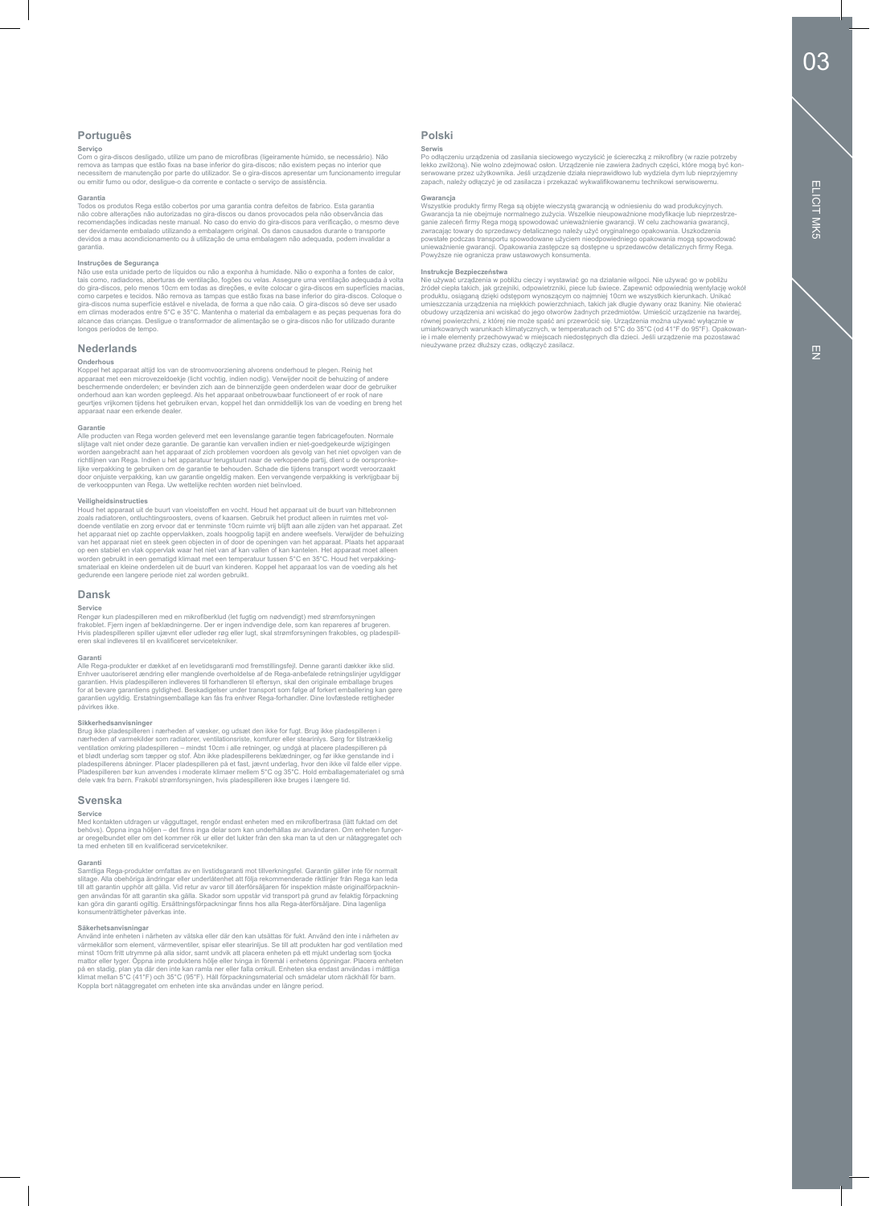## Português

### Serviço

Com o gira-discos desligado, utilize um pano de microfibras (ligeiramente húmido, se necessário). Não remova as tampas que estão fixas na base inferior do gira-discos; não existem peças no interior que necessitem de manutenção por parte do utilizador. Se o gira-discos apresentar um funcionamento irregular ou emitir fumo ou odor, desligue-o da corrente e contacte o serviço de assistência.

### Garantia

Todos os produtos Rega estão cobertos por uma garantia contra defeitos de fabrico. Esta garantia não cobre alterações não autorizadas no gira-discos ou danos provocados pela não observância das recomendações indicadas neste manual. No caso do envio do gira-discos para verificação, o mesmo deve ser devidamente embalado utilizando a embalagem original. Os danos causados durante o transporte devidos a mau acondicionamento ou à utilização de uma embalagem não adequada, podem invalidar a garantia.

### Instruções de Segurança

Não use esta unidade perto de líquidos ou não a exponha à humidade. Não o exponha a fontes de calor, tais como, radiadores, aberturas de ventilação, fogões ou velas. Assegure uma ventilação adequada à volta do gira-discos, pelo menos 10cm em todas as direções, e evite colocar o gira-discos em superfícies macias, como carpetes e tecidos. Não remova as tampas que estão fixas na base inferior do gira-discos. Coloque o gira-discos numa superfície estável e nivelada, de forma a que não caia. O gira-discos só deve ser usado em climas moderados entre 5°C e 35°C. Mantenha o material da embalagem e as peças pequenas fora do alcance das crianças. Desligue o transformador de alimentação se o gira-discos não for utilizado durante longos períodos de tempo.

## Nederlands

### Onderhous

Koppel het apparaat altijd los van de stroomvoorziening alvorens onderhoud te plegen. Reinig het apparaat met een microvezeldoekje (licht vochtig, indien nodig). Verwijder nooit de behuizing of andere beschermende onderdelen; er bevinden zich aan de binnenzijde geen onderdelen waar door de gebruiker onderhoud aan kan worden gepleegd. Als het apparaat onbetrouwbaar functioneert of er rook of nare geurtjes vrijkomen tijdens het gebruiken ervan, koppel het dan onmiddellijk los van de voeding en breng het apparaat naar een erkende dealer.

### Garantie

Alle producten van Rega worden geleverd met een levenslange garantie tegen fabricagefouten. Normale slijtage valt niet onder deze garantie. De garantie kan vervallen indien er niet-goedgekeurde wijzigingen worden aangebracht aan het apparaat of zich problemen voordoen als gevolg van het niet opvolgen van de richtlijnen van Rega. Indien u het apparatuur terugstuurt naar de verkopende partij, dient u de oorspronkelijke verpakking te gebruiken om de garantie te behouden. Schade die tijdens transport wordt veroorzaakt door onjuiste verpakking, kan uw garantie ongeldig maken. Een vervangende verpakking is verkrijgbaar bij de verkooppunten van Rega. Uw wettelijke rechten worden niet beïnvloed.

### Veiligheidsinstructies

Houd het apparaat uit de buurt van vloeistoffen en vocht. Houd het apparaat uit de buurt van hittebronnen zoals radiatoren, ontluchtingsroosters, ovens of kaarsen. Gebruik het product alleen in ruimtes met voldoende ventilatie en zorg ervoor dat er tenminste 10cm ruimte vrij blijft aan alle zijden van het apparaat. Zet het apparaat niet op zachte oppervlakken, zoals hoogpolig tapijt en andere weefsels. Verwijder de behuizing van het apparaat niet en steek geen objecten in of door de openingen van het apparaat. Plaats het apparaat op een stabiel en vlak oppervlak waar het niet van af kan vallen of kan kantelen. Het apparaat moet alleen worden gebruikt in een gematigd klimaat met een temperatuur tussen 5°C en 35°C. Houd het verpakkingsmateriaal en kleine onderdelen uit de buurt van kinderen. Koppel het apparaat los van de voeding als het gedurende een langere periode niet zal worden gebruikt.

## Dansk

### Service

Rengør kun pladespilleren med en mikrofiberklud (let fugtig om nødvendigt) med strømforsyningen frakoblet. Fjern ingen af beklædningerne. Der er ingen indvendige dele, som kan repareres af brugeren. Hvis pladespilleren spiller ujævnt eller udleder røg eller lugt, skal strømforsyningen frakobles, og pladespilleren skal indleveres til en kvalificeret servicetekniker.

### Garanti

Alle Rega-produkter er dækket af en levetidsgaranti mod fremstillingsfejl. Denne garanti dækker ikke slid. Enhver uautoriseret ændring eller manglende overholdelse af de Rega-anbefalede retningslinjer ugyldiggør garantien. Hvis pladespilleren indleveres til forhandleren til eftersyn, skal den originale emballage bruges for at bevare garantiens gyldighed. Beskadigelser under transport som følge af forkert emballering kan gøre garantien ugyldig. Erstatningsemballage kan fås fra enhver Rega-forhandler. Dine lovfæstede rettigheder påvirkes ikke.

### Sikkerhedsanvisninger

Brug ikke pladespilleren i nærheden af væsker, og udsæt den ikke for fugt. Brug ikke pladespilleren i nærheden af varmekilder som radiatorer, ventilationsriste, komfurer eller stearinlys. Sørg for tilstrækkelig ventilation omkring pladespilleren – mindst 10cm i alle retninger, og undgå at placere pladespilleren på et blødt underlag som tæpper og stof. Åbn ikke pladespillerens beklædninger, og før ikke genstande ind i pladespillerens åbninger. Placer pladespilleren på et fast, jævnt underlag, hvor den ikke vil falde eller vippe. Pladespilleren bør kun anvendes i moderate klimaer mellem 5°C og 35°C. Hold emballagematerialet og små dele væk fra børn. Frakobl strømforsyningen, hvis pladespilleren ikke bruges i længere tid.

## Svenska

### Service

Med kontakten utdragen ur vägguttaget, rengör endast enheten med en mikrofibertrasa (lätt fuktad om det behövs). Öppna inga höljen – det finns inga delar som kan underhållas av användaren. Om enheten fungerar oregelbundet eller om det kommer rök ur eller det lukter från den ska man ta ut den ur nätaggregatet och ta med enheten till en kvalificerad servicetekniker.

### Garanti

Samtliga Rega-produkter omfattas av en livstidsgaranti mot tillverkningsfel. Garantin gäller inte för normalt slitage. Alla obehöriga ändringar eller underlåtenhet att följa rekommenderade riktlinjer från Rega kan leda till att garantin upphör att gälla. Vid retur av varor till återförsäljaren för inspektion måste originalförpackningen användas för att garantin ska gälla. Skador som uppstår vid transport på grund av felaktig förpackning kan göra din garanti ogiltig. Ersättningsförpackningar finns hos alla Rega-återförsäljare. Dina lagenliga konsumenträttigheter påverkas inte.

### Säkerhetsanvisningar

Använd inte enheten i närheten av vätska eller där den kan utsättas för fukt. Använd den inte i närheten av värmekällor som element, värmeventiler, spisar eller stearinljus. Se till att produkten har god ventilation med minst 10cm fritt utrymme på alla sidor, samt undvik att placera enheten på ett mjukt underlag som tjocka mattor eller tyger. Öppna inte produktens hölje eller tvinga in föremål i enhetens öppningar. Placera enheten på en stadig, plan yta där den inte kan ramla ner eller falla omkull. Enheten ska endast användas i måttliga klimat mellan 5°C (41°F) och 35°C (95°F). Håll förpackningsmaterial och smådelar utom räckhåll för barn. Koppla bort nätaggregatet om enheten inte ska användas under en längre period.

## Polski

### Serwis

Po odłączeniu urządzenia od zasilania sieciowego wyczyścić je ściereczką z mikrofibry (w razie potrzeby lekko zwilżoną). Nie wolno zdejmować osłon. Urządzenie nie zawiera żadnych części, które mogą być konserwowane przez użytkownika. Jeśli urządzenie działa nieprawidłowo lub wydziela dym lub nieprzyjemny zapach, należy odłączyć je od zasilacza i przekazać wykwalifikowanemu technikowi serwisowemu.

### Gwarancja

Wszystkie produkty firmy Rega są objęte wieczystą gwarancją w odniesieniu do wad produkcyjnych. Gwarancja ta nie obejmuje normalnego zużycia. Wszelkie nieupoważnione modyfikacje lub nieprzestrzeganie zaleceń firmy Rega mogą spowodować unieważnienie gwarancji. W celu zachowania gwarancji, zwracając towary do sprzedawcy detalicznego należy użyć oryginalnego opakowania. Uszkodzenia powstałe podczas transportu spowodowane użyciem nieodpowiedniego opakowania mogą spowodować unieważnienie gwarancji. Opakowania zastępcze są dostępne u sprzedawców detalicznych firmy Rega. Powyższe nie ogranicza praw ustawowych konsumenta.

### Instrukcje Bezpieczeństwa

Nie używać urządzenia w pobliżu cieczy i wystawiać go na działanie wilgoci. Nie używać go w pobliżu źródeł ciepła takich, jak grzejniki, odpowietrzniki, piece lub świece. Zapewnić odpowiednią wentylację wokół produktu, osiąganą dzięki odstępom wynoszącym co najmniej 10cm we wszystkich kierunkach. Unikać umieszczania urządzenia na miękkich powierzchniach, takich jak długie dywany oraz tkaniny. Nie otwierać obudowy urządzenia ani wciskać do jego otworów żadnych przedmiotów. Umieścić urządzenie na twardej, równej powierzchni, z której nie może spaść ani przewrócić się. Urządzenia można używać wyłącznie w umiarkowanych warunkach klimatycznych, w temperaturach od 5°C do 35°C (od 41°F do 95°F). Opakowanie i małe elementy przechowywać w miejscach niedostępnych dla dzieci. Jeśli urządzenie ma pozostawać nieużywane przez dłuższy czas, odłączyć zasilacz.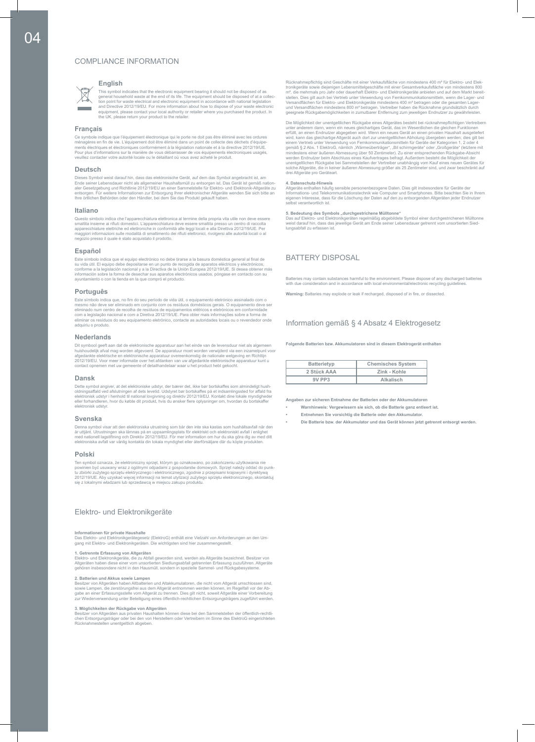# COMPLIANCE INFORMATION

## English

This symbol indicates that the electronic equipment bearing it should not be disposed of as general household waste at the end of its life. The equipment should be disposed of at a collection point for waste electrical and electronic equipment in accordance with national legislation and Directive 2012/19/EU. For more information about how to dispose of your waste electronic equipment, please contact your local authority or retailer where you purchased the product. In the UK, please return your product to the retailer.

## Français

Ce symbole indique que l'équipement électronique qui le porte ne doit pas être éliminé avec les ordures ménagères en fin de vie. L'équipement doit être éliminé dans un point de collecte des déchets d'équipements électriques et électroniques conformément à la législation nationale et à la directive 2012/19/UE. Pour plus d'informations sur la manière de vous débarrasser de vos équipements électroniques usagés, veuillez contacter votre autorité locale ou le détaillant où vous avez acheté le produit.

## Deutsch

Dieses Symbol weist darauf hin, dass das elektronische Gerät, auf dem das Symbol angebracht ist, am Ende seiner Lebensdauer nicht als allgemeiner Haushaltsmüll zu entsorgen ist. Das Gerät ist gemäß nationaler Gesetzgebung und Richtlinie 2012/19/EU an einer Sammelstelle für Elektro- und Elektronik-Altgeräte zu entsorgen. Für weitere Informationen zur Entsorgung Ihrer elektronischer Altgeräte wenden Sie sich bitte an Ihre örtlichen Behörden oder den Händler, bei dem Sie das Produkt gekauft haben.

## Italiano

Questo simbolo indica che l'apparecchiatura elettronica al termine della propria vita utile non deve essere smaltita insieme ai rifiuti domestici. L'apparecchiatura deve essere smaltita presso un centro di raccolta apparecchiature elettriche ed elettroniche in conformità alle leggi locali e alla Direttiva 2012/19/UE. Per maggiori informazioni sulle modalità di smaltimento dei rifiuti elettronici, rivolgersi alle autorità locali o al negozio presso il quale è stato acquistato il prodotto.

## Español

Este símbolo indica que el equipo electrónico no debe tirarse a la basura doméstica general al final de su vida útil. El equipo debe depositarse en un punto de recogida de aparatos eléctricos y electrónicos, conforme a la legislación nacional y a la Directiva de la Unión Europea 2012/19/UE. Si desea obtener más información sobre la forma de desechar sus aparatos electrónicos usados, póngase en contacto con su ayuntamiento o con la tienda en la que compró el producto.

## Português

Este símbolo indica que, no fim do seu período de vida útil, o equipamento eletrónico assinalado com o mesmo não deve ser eliminado em conjunto com os resíduos domésticos gerais. O equipamento deve ser eliminado num centro de recolha de resíduos de equipamentos elétricos e eletrónicos em conformidade com a legislação nacional e com a Diretiva 2012/19/UE. Para obter mais informações sobre a forma de eliminar os resíduos do seu equipamento eletrónico, contacte as autoridades locais ou o revendedor onde adquiriu o produto.

## Nederlands

Dit symbool geeft aan dat de elektronische apparatuur aan het einde van de levensduur niet als algemeen huishoudelijk afval mag worden afgevoerd. De apparatuur moet worden verwijderd via een inzamelpunt voor afgedankte elektrische en elektronische apparatuur overeenkomstig de nationale wetgeving en Richtlijn 2012/19/EU. Voor meer informatie over het afdanken van uw afgedankte elektronische apparatuur kunt u contact opnemen met uw gemeente of detailhandelaar waar u het product hebt gekocht.

## Dansk

Dette symbol angiver, at det elektroniske udstyr, der bærer det, ikke bør bortskaffes som almindeligt husholdningsaffald ved afslutningen af dets levetid. Udstyret bør bortskaffes på et indsamlingssted for affald fra elektronisk udstyr i henhold til national lovgivning og direktiv 2012/19/EU. Kontakt dine lokale myndigheder eller forhandleren, hvor du købte dit produkt, hvis du ønsker flere oplysninger om, hvordan du bortskaffer elektronisk udstyr.

## Svenska

Denna symbol visar att den elektroniska utrustning som bär den inte ska kastas som hushållsavfall när den är uttjänt. Utrustningen ska lämnas på en uppsamlingsplats för elektriskt och elektroniskt avfall i enlighet med nationell lagstiftning och Direktiv 2012/19/EU. För mer information om hur du ska göra dig av med ditt elektroniska avfall var vänlig kontakta din lokala myndighet eller återförsäljare där du köpte produkten.

## Polski

Ten symbol oznacza, że elektroniczny sprzęt, którym go oznakowano, po zakończeniu użytkowania nie powinien być usuwany wraz z ogólnymi odpadami z gospodarstw domowych. Sprzęt należy oddać do punktu zbiórki zużytego sprzętu elektrycznego i elektronicznego, zgodnie z przepisami krajowymi i dyrektywą 2012/19/UE. Aby uzyskać więcej informacji na temat utylizacji zużytego sprzętu elektronicznego, skontaktuj się z lokalnymi władzami lub sprzedawcą w miejscu zakupu produktu.

# Elektro- und Elektronikgeräte

**Informationen für private Haushalte**
Das Elektro- und Elektronikgerätegesetz (ElektroG) enthält eine Vielzahl von Anforderungen an den Umgang mit Elektro- und Elektronikgeräten. Die wichtigsten sind hier zusammengestellt.

**1. Getrennte Erfassung von Altgeräten**
Elektro- und Elektronikgeräte, die zu Abfall geworden sind, werden als Altgeräte bezeichnet. Besitzer von Altgeräten haben diese einer vom unsortierten Siedlungsabfall getrennten Erfassung zuzuführen. Altgeräte gehören insbesondere nicht in den Hausmüll, sondern in spezielle Sammel- und Rückgabesysteme.

**2. Batterien und Akkus sowie Lampen**
Besitzer von Altgeräten haben Altbatterien und Altakkumulatoren, die nicht vom Altgerät umschlossen sind, sowie Lampen, die zerstörungsfrei aus dem Altgerät entnommen werden können, im Regelfall vor der Abgabe an einer Erfassungsstelle vom Altgerät zu trennen. Dies gilt nicht, soweit Altgeräte einer Vorbereitung zur Wiederverwendung unter Beteiligung eines öffentlich-rechtlichen Entsorgungsträgers zugeführt werden.

**3. Möglichkeiten der Rückgabe von Altgeräten**
Besitzer von Altgeräten aus privaten Haushalten können diese bei den Sammelstellen der öffentlich-rechtlichen Entsorgungsträger oder bei den von Herstellern oder Vertreibern im Sinne des ElektroG eingerichteten Rücknahmestellen unentgeltlich abgeben.

Rücknahmepflichtig sind Geschäfte mit einer Verkaufsfläche von mindestens 400 m² für Elektro- und Elektronikgeräte sowie diejenigen Lebensmittelgeschäfte mit einer Gesamtverkaufsfläche von mindestens 800 m², die mehrmals pro Jahr oder dauerhaft Elektro- und Elektronikgeräte anbieten und auf dem Markt bereitstellen. Dies gilt auch bei Vertrieb unter Verwendung von Fernkommunikationsmitteln, wenn die Lager- und Versandflächen für Elektro- und Elektronikgeräte mindestens 400 m² betragen oder die gesamten Lager- und Versandflächen mindestens 800 m² betragen. Vertreiber haben die Rücknahme grundsätzlich durch geeignete Rückgabemöglichkeiten in zumutbarer Entfernung zum jeweiligen Endnutzer zu gewährleisten.

Die Möglichkeit der unentgeltlichen Rückgabe eines Altgerätes besteht bei rücknahmepflichtigen Vertreibern unter anderem dann, wenn ein neues gleichartiges Gerät, das im Wesentlichen die gleichen Funktionen erfüllt, an einen Endnutzer abgegeben wird. Wenn ein neues Gerät an einen privaten Haushalt ausgeliefert wird, kann das gleichartige Altgerät auch dort zur unentgeltlichen Abholung übergeben werden; dies gilt bei einem Vertrieb unter Verwendung von Fernkommunikationsmitteln für Geräte der Kategorien 1, 2 oder 4 gemäß § 2 Abs. 1 ElektroG, nämlich „Wärmeüberträger", „Bil schirmgeräte" oder „Großgeräte" (letztere mit mindestens einer äußeren Abmessung über 50 Zentimeter). Zu einer entsprechenden Rückgabe-Absicht werden Endnutzer beim Abschluss eines Kaufvertrages befragt. Außerdem besteht die Möglichkeit der unentgeltlichen Rückgabe bei Sammelstellen der Vertreiber unabhängig vom Kauf eines neuen Gerätes für solche Altgeräte, die in keiner äußeren Abmessung größer als 25 Zentimeter sind, und zwar beschränkt auf drei Altgeräte pro Geräteart.

**4. Datenschutz-Hinweis**
Altgeräte enthalten häufig sensible personenbezogene Daten. Dies gilt insbesondere für Geräte der Informations- und Telekommunikationstechnik wie Computer und Smartphones. Bitte beachten Sie in Ihrem eigenen Interesse, dass für die Löschung der Daten auf den zu entsorgenden Altgeräten jeder Endnutzer selbst verantwortlich ist.

**5. Bedeutung des Symbols „durchgestrichene Mülltonne"**
Das auf Elektro- und Elektronikgeräten regelmäßig abgebildete Symbol einer durchgestrichenen Mülltonne weist darauf hin, dass das jeweilige Gerät am Ende seiner Lebensdauer getrennt vom unsortierten Siedlungsabfall zu erfassen ist.

# BATTERY DISPOSAL

Batteries may contain substances harmful to the environment. Please dispose of any discharged batteries with due consideration and in accordance with local environmental/electronic recycling guidelines.

**Warning:** Batteries may explode or leak if recharged, disposed of in fire, or dissected.

# Information gemäß § 4 Absatz 4 Elektrogesetz

**Folgende Batterien bzw. Akkumulatoren sind in diesem Elektrogerät enthalten**

| Batterietyp | Chemisches System |
|---|---|
| 2 Stück AAA | Zink - Kohle |
| 9V PP3 | Alkalisch |

**Angaben zur sicheren Entnahme der Batterien oder der Akkumulatoren**

- **Warnhinweis: Vergewissern sie sich, ob die Batterie ganz entleert ist.**
- **Entnehmen Sie vorsichtig die Batterie oder den Akkumulator.**
- **Die Batterie bzw. der Akkumulator und das Gerät können jetzt getrennt entsorgt werden.**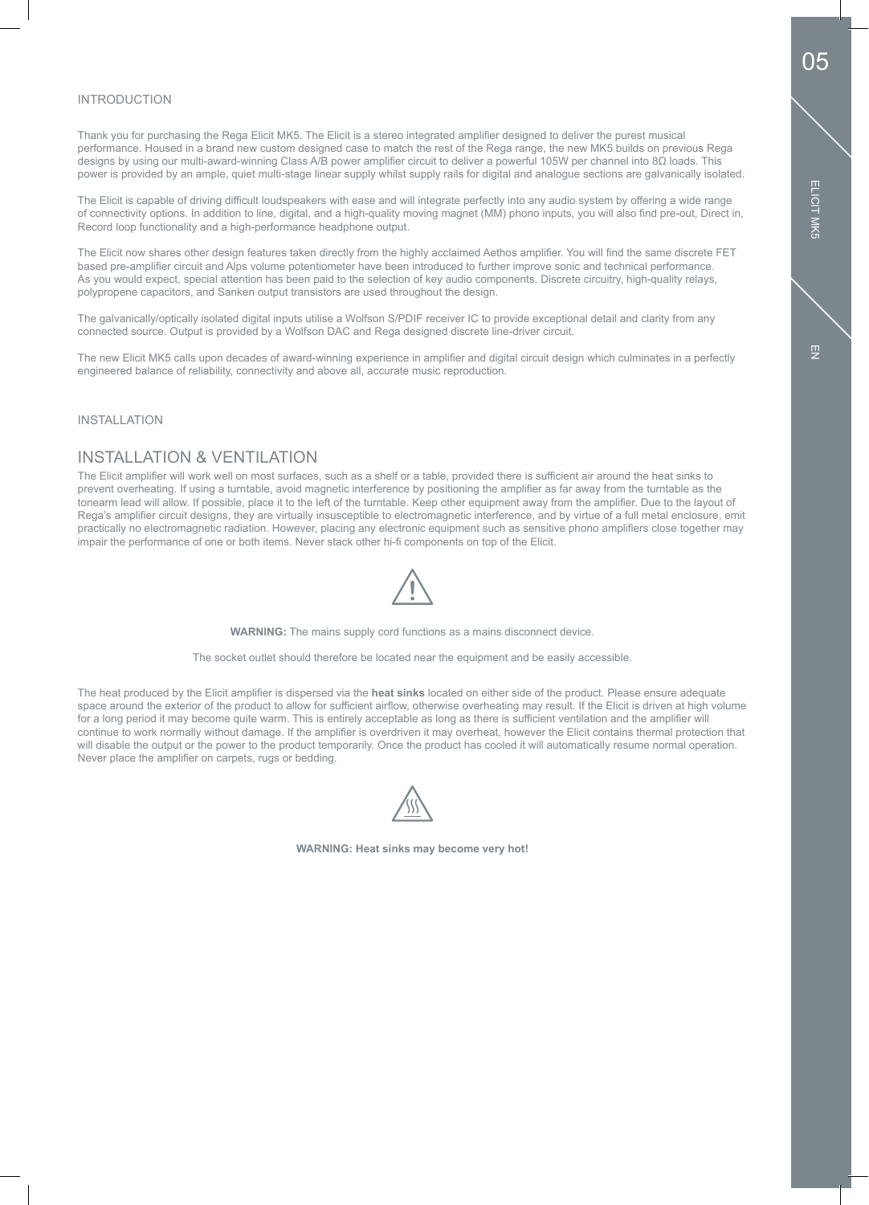## INTRODUCTION

Thank you for purchasing the Rega Elicit MK5. The Elicit is a stereo integrated amplifier designed to deliver the purest musical performance. Housed in a brand new custom designed case to match the rest of the Rega range, the new MK5 builds on previous Rega designs by using our multi-award-winning Class A/B power amplifier circuit to deliver a powerful 105W per channel into 8Ω loads. This power is provided by an ample, quiet multi-stage linear supply whilst supply rails for digital and analogue sections are galvanically isolated.

The Elicit is capable of driving difficult loudspeakers with ease and will integrate perfectly into any audio system by offering a wide range of connectivity options. In addition to line, digital, and a high-quality moving magnet (MM) phono inputs, you will also find pre-out, Direct in, Record loop functionality and a high-performance headphone output.

The Elicit now shares other design features taken directly from the highly acclaimed Aethos amplifier. You will find the same discrete FET based pre-amplifier circuit and Alps volume potentiometer have been introduced to further improve sonic and technical performance. As you would expect, special attention has been paid to the selection of key audio components. Discrete circuitry, high-quality relays, polypropene capacitors, and Sanken output transistors are used throughout the design.

The galvanically/optically isolated digital inputs utilise a Wolfson S/PDIF receiver IC to provide exceptional detail and clarity from any connected source. Output is provided by a Wolfson DAC and Rega designed discrete line-driver circuit.

The new Elicit MK5 calls upon decades of award-winning experience in amplifier and digital circuit design which culminates in a perfectly engineered balance of reliability, connectivity and above all, accurate music reproduction.

## INSTALLATION

### INSTALLATION & VENTILATION

The Elicit amplifier will work well on most surfaces, such as a shelf or a table, provided there is sufficient air around the heat sinks to prevent overheating. If using a turntable, avoid magnetic interference by positioning the amplifier as far away from the turntable as the tonearm lead will allow. If possible, place it to the left of the turntable. Keep other equipment away from the amplifier. Due to the layout of Rega's amplifier circuit designs, they are virtually insusceptible to electromagnetic interference, and by virtue of a full metal enclosure, emit practically no electromagnetic radiation. However, placing any electronic equipment such as sensitive phono amplifiers close together may impair the performance of one or both items. Never stack other hi-fi components on top of the Elicit.

**WARNING:** The mains supply cord functions as a mains disconnect device.

The socket outlet should therefore be located near the equipment and be easily accessible.

The heat produced by the Elicit amplifier is dispersed via the **heat sinks** located on either side of the product. Please ensure adequate space around the exterior of the product to allow for sufficient airflow, otherwise overheating may result. If the Elicit is driven at high volume for a long period it may become quite warm. This is entirely acceptable as long as there is sufficient ventilation and the amplifier will continue to work normally without damage. If the amplifier is overdriven it may overheat, however the Elicit contains thermal protection that will disable the output or the power to the product temporarily. Once the product has cooled it will automatically resume normal operation. Never place the amplifier on carpets, rugs or bedding.

**WARNING: Heat sinks may become very hot!**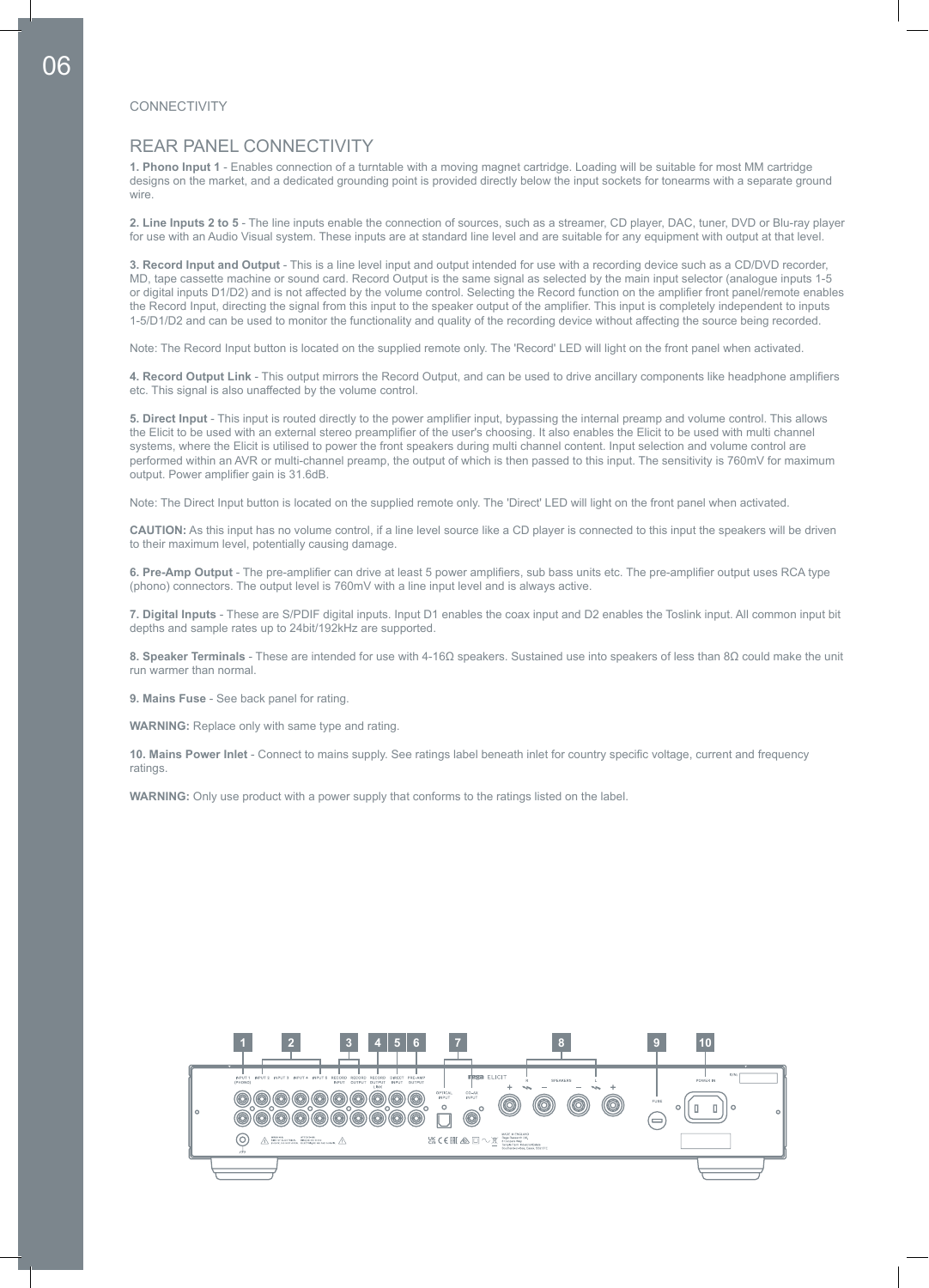CONNECTIVITY

## REAR PANEL CONNECTIVITY

**1. Phono Input 1** - Enables connection of a turntable with a moving magnet cartridge. Loading will be suitable for most MM cartridge designs on the market, and a dedicated grounding point is provided directly below the input sockets for tonearms with a separate ground wire.

**2. Line Inputs 2 to 5** - The line inputs enable the connection of sources, such as a streamer, CD player, DAC, tuner, DVD or Blu-ray player for use with an Audio Visual system. These inputs are at standard line level and are suitable for any equipment with output at that level.

**3. Record Input and Output** - This is a line level input and output intended for use with a recording device such as a CD/DVD recorder, MD, tape cassette machine or sound card. Record Output is the same signal as selected by the main input selector (analogue inputs 1-5 or digital inputs D1/D2) and is not affected by the volume control. Selecting the Record function on the amplifier front panel/remote enables the Record Input, directing the signal from this input to the speaker output of the amplifier. This input is completely independent to inputs 1-5/D1/D2 and can be used to monitor the functionality and quality of the recording device without affecting the source being recorded.

Note: The Record Input button is located on the supplied remote only. The 'Record' LED will light on the front panel when activated.

**4. Record Output Link** - This output mirrors the Record Output, and can be used to drive ancillary components like headphone amplifiers etc. This signal is also unaffected by the volume control.

**5. Direct Input** - This input is routed directly to the power amplifier input, bypassing the internal preamp and volume control. This allows the Elicit to be used with an external stereo preamplifier of the user's choosing. It also enables the Elicit to be used with multi channel systems, where the Elicit is utilised to power the front speakers during multi channel content. Input selection and volume control are performed within an AVR or multi-channel preamp, the output of which is then passed to this input. The sensitivity is 760mV for maximum output. Power amplifier gain is 31.6dB.

Note: The Direct Input button is located on the supplied remote only. The 'Direct' LED will light on the front panel when activated.

**CAUTION:** As this input has no volume control, if a line level source like a CD player is connected to this input the speakers will be driven to their maximum level, potentially causing damage.

**6. Pre-Amp Output** - The pre-amplifier can drive at least 5 power amplifiers, sub bass units etc. The pre-amplifier output uses RCA type (phono) connectors. The output level is 760mV with a line input level and is always active.

**7. Digital Inputs** - These are S/PDIF digital inputs. Input D1 enables the coax input and D2 enables the Toslink input. All common input bit depths and sample rates up to 24bit/192kHz are supported.

**8. Speaker Terminals** - These are intended for use with 4-16Ω speakers. Sustained use into speakers of less than 8Ω could make the unit run warmer than normal.

**9. Mains Fuse** - See back panel for rating.

**WARNING:** Replace only with same type and rating.

**10. Mains Power Inlet** - Connect to mains supply. See ratings label beneath inlet for country specific voltage, current and frequency ratings.

**WARNING:** Only use product with a power supply that conforms to the ratings listed on the label.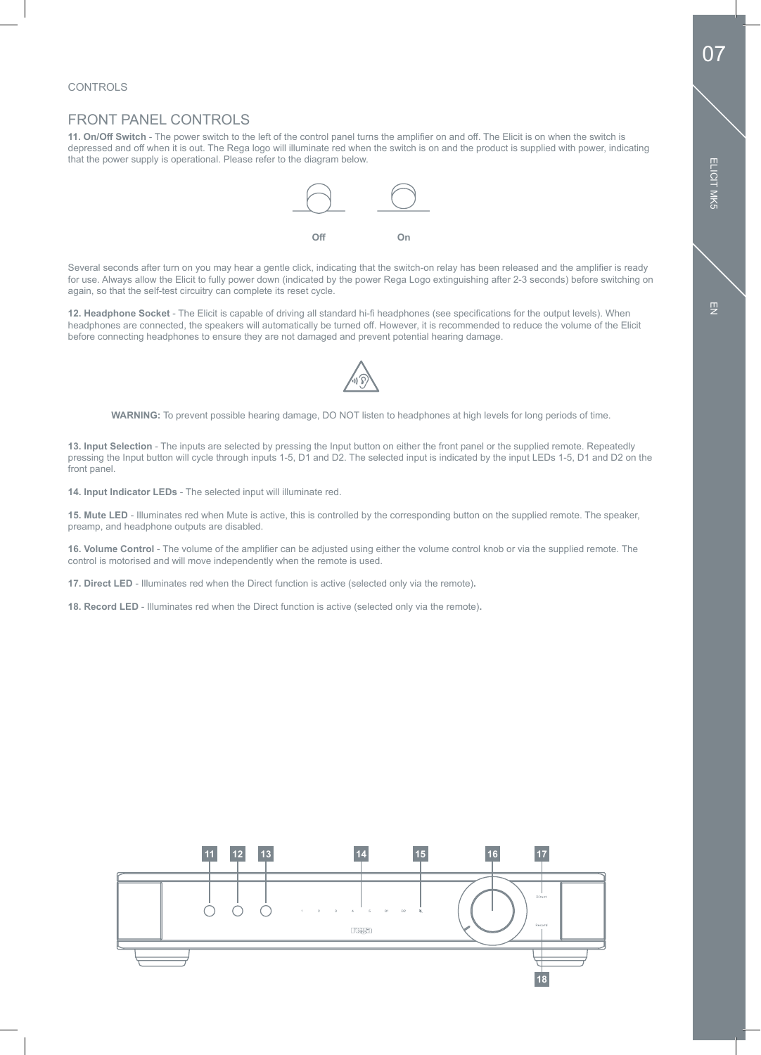CONTROLS

## FRONT PANEL CONTROLS

**11. On/Off Switch** - The power switch to the left of the control panel turns the amplifier on and off. The Elicit is on when the switch is depressed and off when it is out. The Rega logo will illuminate red when the switch is on and the product is supplied with power, indicating that the power supply is operational. Please refer to the diagram below.

Off On

Several seconds after turn on you may hear a gentle click, indicating that the switch-on relay has been released and the amplifier is ready for use. Always allow the Elicit to fully power down (indicated by the power Rega Logo extinguishing after 2-3 seconds) before switching on again, so that the self-test circuitry can complete its reset cycle.

**12. Headphone Socket** - The Elicit is capable of driving all standard hi-fi headphones (see specifications for the output levels). When headphones are connected, the speakers will automatically be turned off. However, it is recommended to reduce the volume of the Elicit before connecting headphones to ensure they are not damaged and prevent potential hearing damage.

**WARNING:** To prevent possible hearing damage, DO NOT listen to headphones at high levels for long periods of time.

**13. Input Selection** - The inputs are selected by pressing the Input button on either the front panel or the supplied remote. Repeatedly pressing the Input button will cycle through inputs 1-5, D1 and D2. The selected input is indicated by the input LEDs 1-5, D1 and D2 on the front panel.

**14. Input Indicator LEDs** - The selected input will illuminate red.

**15. Mute LED** - Illuminates red when Mute is active, this is controlled by the corresponding button on the supplied remote. The speaker, preamp, and headphone outputs are disabled.

**16. Volume Control** - The volume of the amplifier can be adjusted using either the volume control knob or via the supplied remote. The control is motorised and will move independently when the remote is used.

**17. Direct LED** - Illuminates red when the Direct function is active (selected only via the remote).

**18. Record LED** - Illuminates red when the Direct function is active (selected only via the remote).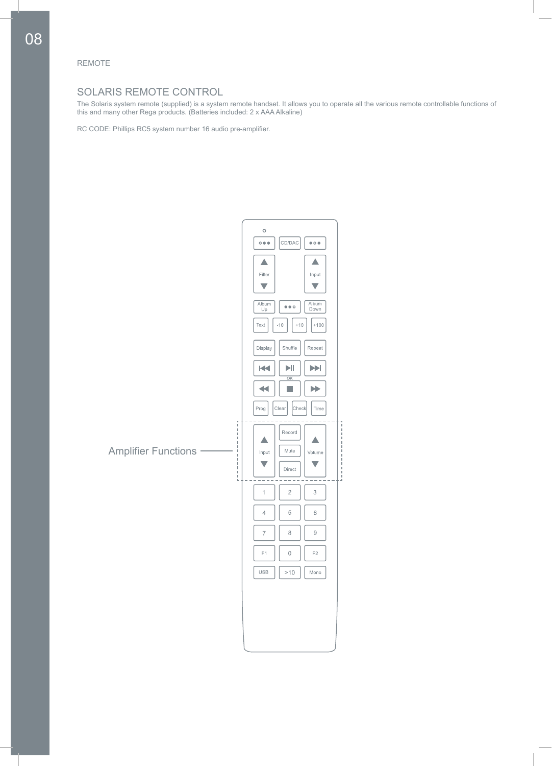REMOTE

## SOLARIS REMOTE CONTROL

The Solaris system remote (supplied) is a system remote handset. It allows you to operate all the various remote controllable functions of this and many other Rega products. (Batteries included: 2 x AAA Alkaline)

RC CODE: Phillips RC5 system number 16 audio pre-amplifier.

Amplifier Functions

CD/DAC

Filter

Input

Album Up

Album Down

Text -10 +10 +100

Display Shuffle Repeat

OK

Prog Clear Check Time

Input

Record

Mute

Direct

Volume

1 2 3

4 5 6

7 8 9

F1 0 F2

USB >10 Mono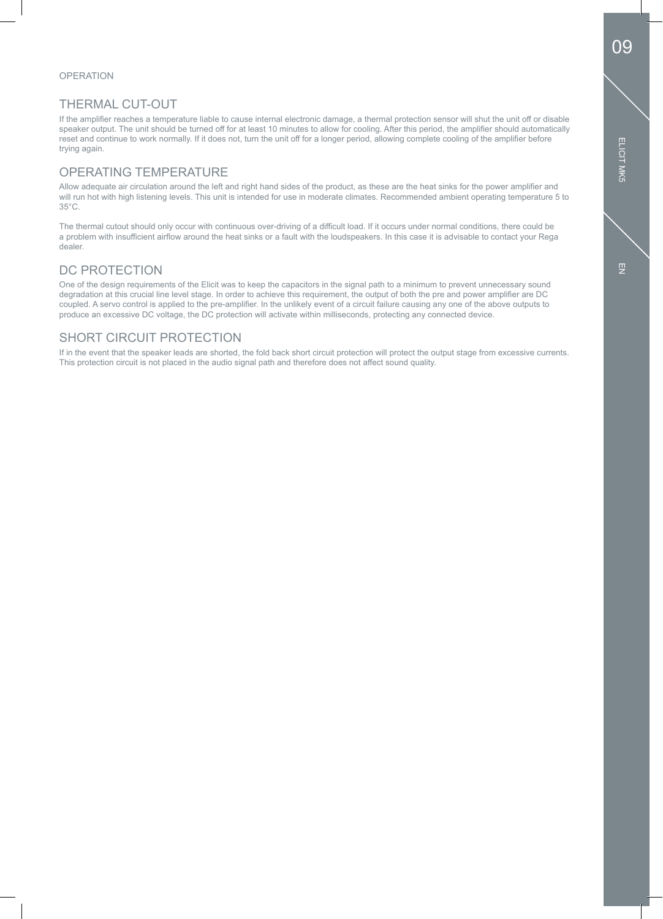OPERATION

## THERMAL CUT-OUT

If the amplifier reaches a temperature liable to cause internal electronic damage, a thermal protection sensor will shut the unit off or disable speaker output. The unit should be turned off for at least 10 minutes to allow for cooling. After this period, the amplifier should automatically reset and continue to work normally. If it does not, turn the unit off for a longer period, allowing complete cooling of the amplifier before trying again.

## OPERATING TEMPERATURE

Allow adequate air circulation around the left and right hand sides of the product, as these are the heat sinks for the power amplifier and will run hot with high listening levels. This unit is intended for use in moderate climates. Recommended ambient operating temperature 5 to 35°C.

The thermal cutout should only occur with continuous over-driving of a difficult load. If it occurs under normal conditions, there could be a problem with insufficient airflow around the heat sinks or a fault with the loudspeakers. In this case it is advisable to contact your Rega dealer.

## DC PROTECTION

One of the design requirements of the Elicit was to keep the capacitors in the signal path to a minimum to prevent unnecessary sound degradation at this crucial line level stage. In order to achieve this requirement, the output of both the pre and power amplifier are DC coupled. A servo control is applied to the pre-amplifier. In the unlikely event of a circuit failure causing any one of the above outputs to produce an excessive DC voltage, the DC protection will activate within milliseconds, protecting any connected device.

## SHORT CIRCUIT PROTECTION

If in the event that the speaker leads are shorted, the fold back short circuit protection will protect the output stage from excessive currents. This protection circuit is not placed in the audio signal path and therefore does not affect sound quality.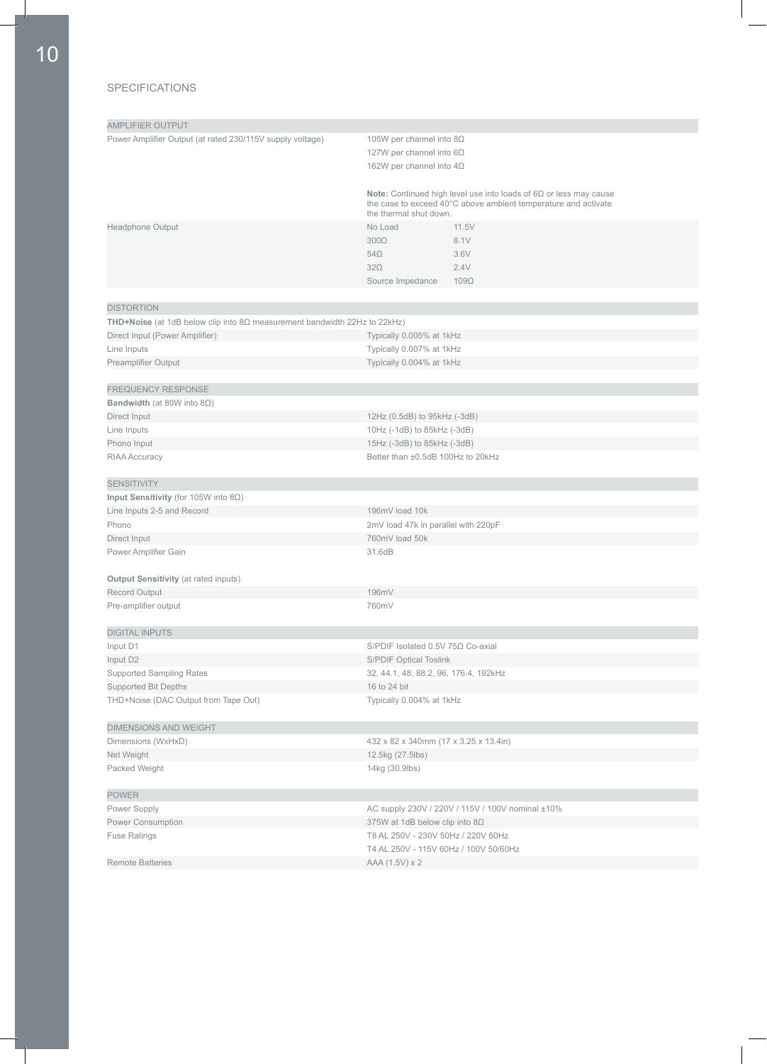## SPECIFICATIONS

| AMPLIFIER OUTPUT | | |
|---|---|---|
| Power Amplifier Output (at rated 230/115V supply voltage) | 105W per channel into 8Ω | |
| | 127W per channel into 6Ω | |
| | 162W per channel into 4Ω | |
| | **Note:** Continued high level use into loads of 6Ω or less may cause the case to exceed 40°C above ambient temperature and activate the thermal shut down. | |
| Headphone Output | No Load | 11.5V |
| | 300Ω | 8.1V |
| | 54Ω | 3.6V |
| | 32Ω | 2.4V |
| | Source Impedance | 109Ω |

| DISTORTION | |
|---|---|
| **THD+Noise** (at 1dB below clip into 8Ω measurement bandwidth 22Hz to 22kHz) | |
| Direct Input (Power Amplifier) | Typically 0.005% at 1kHz |
| Line Inputs | Typically 0.007% at 1kHz |
| Preamplifier Output | Typically 0.004% at 1kHz |

| FREQUENCY RESPONSE | |
|---|---|
| **Bandwidth** (at 80W into 8Ω) | |
| Direct Input | 12Hz (0.5dB) to 95kHz (-3dB) |
| Line Inputs | 10Hz (-1dB) to 85kHz (-3dB) |
| Phono Input | 15Hz (-3dB) to 85kHz (-3dB) |
| RIAA Accuracy | Better than ±0.5dB 100Hz to 20kHz |

| SENSITIVITY | |
|---|---|
| **Input Sensitivity** (for 105W into 8Ω) | |
| Line Inputs 2-5 and Record | 196mV load 10k |
| Phono | 2mV load 47k in parallel with 220pF |
| Direct Input | 760mV load 50k |
| Power Amplifier Gain | 31.6dB |
| **Output Sensitivity** (at rated inputs) | |
| Record Output | 196mV |
| Pre-amplifier output | 760mV |

| DIGITAL INPUTS | |
|---|---|
| Input D1 | S/PDIF Isolated 0.5V 75Ω Co-axial |
| Input D2 | S/PDIF Optical Toslink |
| Supported Sampling Rates | 32, 44.1, 48, 88.2, 96, 176.4, 192kHz |
| Supported Bit Depths | 16 to 24 bit |
| THD+Noise (DAC Output from Tape Out) | Typically 0.004% at 1kHz |

| DIMENSIONS AND WEIGHT | |
|---|---|
| Dimensions (WxHxD) | 432 x 82 x 340mm (17 x 3.25 x 13.4in) |
| Net Weight | 12.5kg (27.5lbs) |
| Packed Weight | 14kg (30.9lbs) |

| POWER | |
|---|---|
| Power Supply | AC supply 230V / 220V / 115V / 100V nominal ±10% |
| Power Consumption | 375W at 1dB below clip into 8Ω |
| Fuse Ratings | T8 AL 250V - 230V 50Hz / 220V 60Hz |
| | T4 AL 250V - 115V 60Hz / 100V 50/60Hz |
| Remote Batteries | AAA (1.5V) x 2 |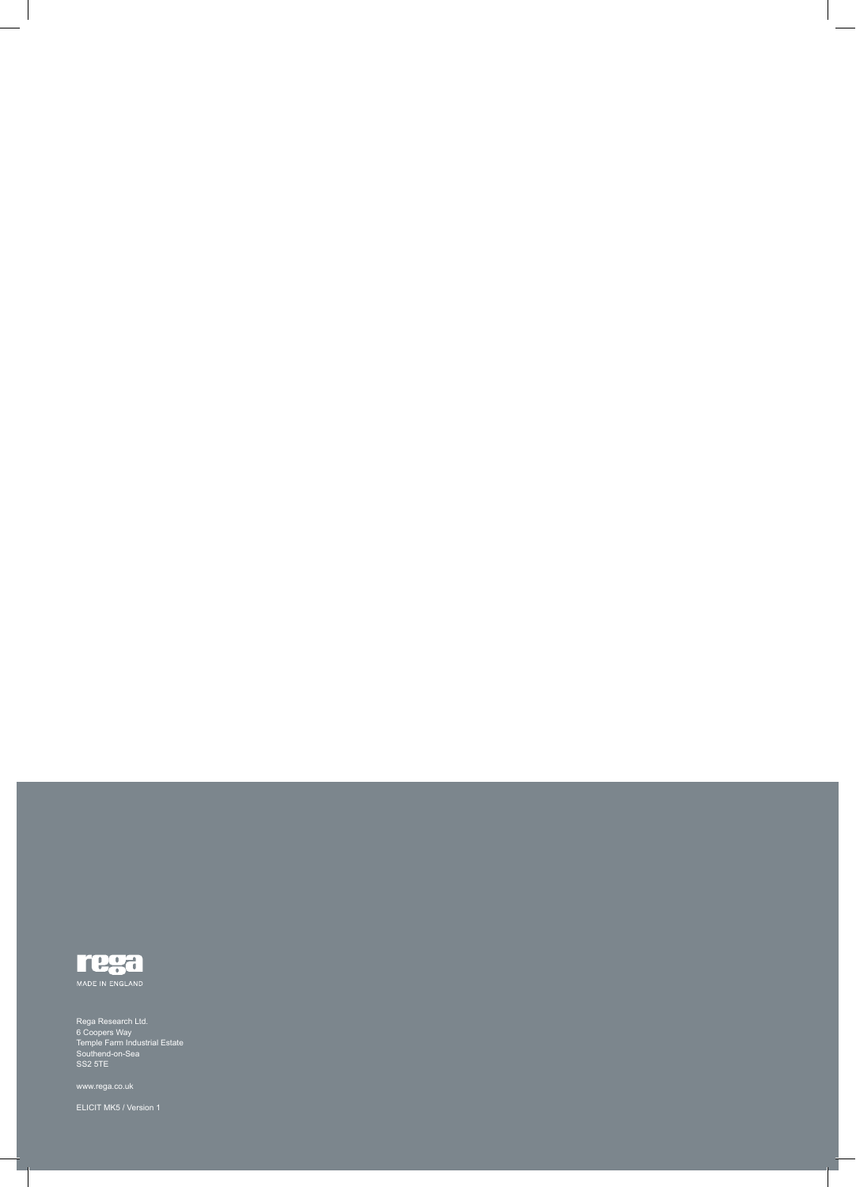rega

MADE IN ENGLAND

Rega Research Ltd.
6 Coopers Way
Temple Farm Industrial Estate
Southend-on-Sea
SS2 5TE

www.rega.co.uk

ELICIT MK5 / Version 1